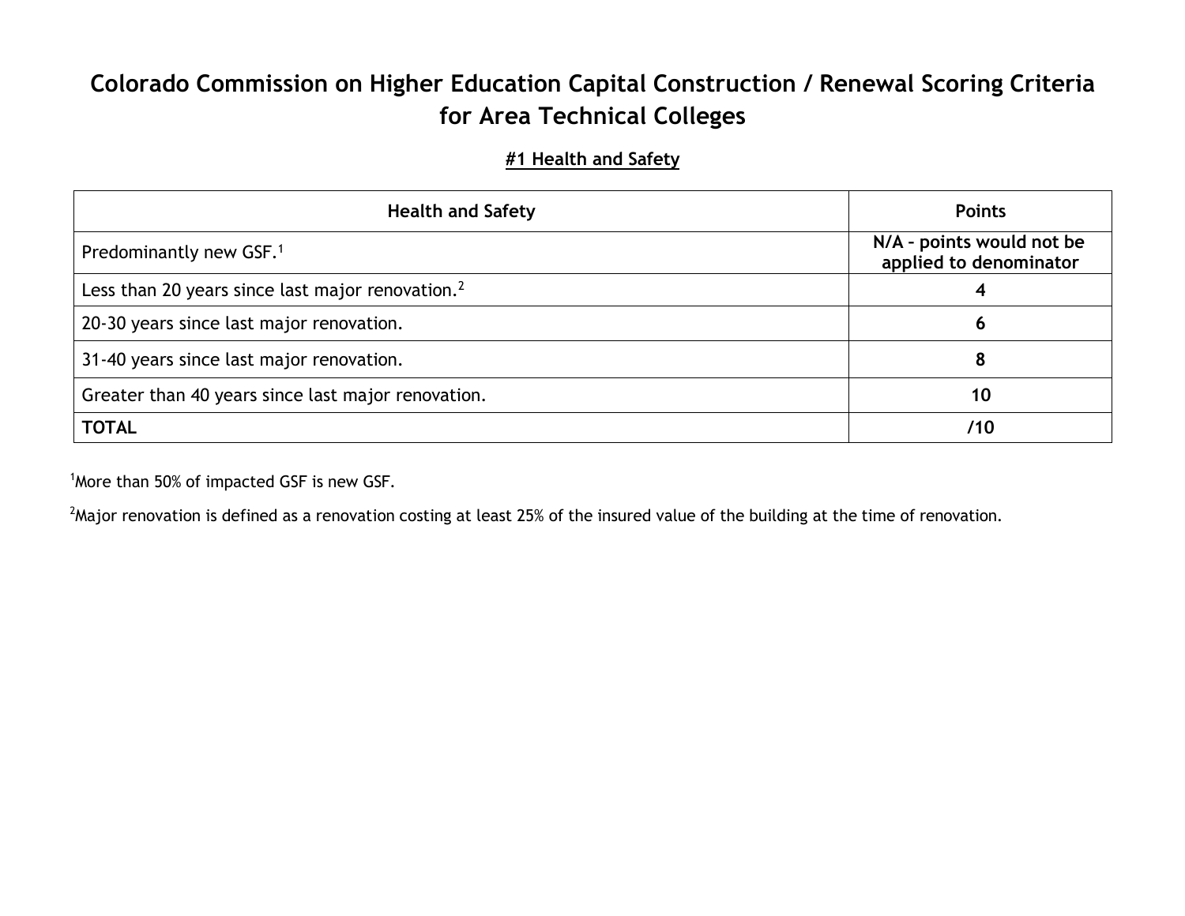# Colorado Commission on Higher Education Capital Construction / Renewal Scoring Criteria for Area Technical Colleges

## #1 Health and Safety

| Health and Safety | Points |
|---|---|
| Predominantly new GSF.[1] | **N/A – points would not be applied to denominator** |
| Less than 20 years since last major renovation.[2] | **4** |
| 20-30 years since last major renovation. | **6** |
| 31-40 years since last major renovation. | **8** |
| Greater than 40 years since last major renovation. | **10** |
| **TOTAL** | **/10** |

[1]More than 50% of impacted GSF is new GSF.

[2]Major renovation is defined as a renovation costing at least 25% of the insured value of the building at the time of renovation.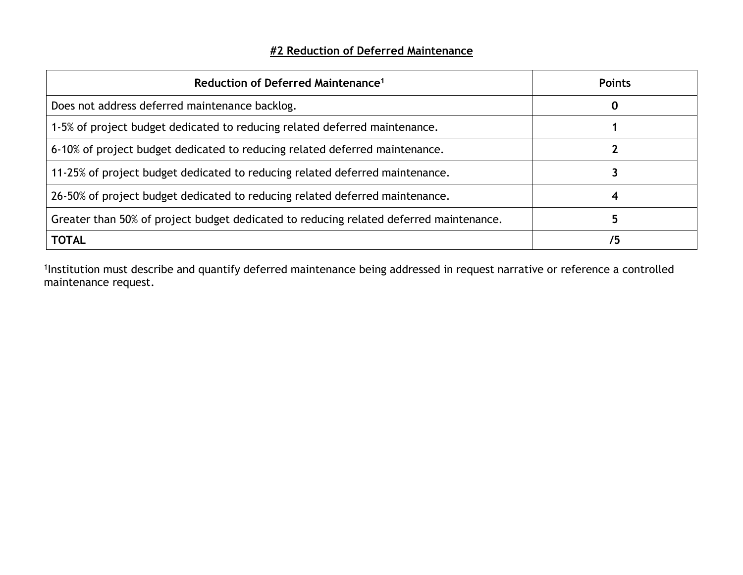## #2 Reduction of Deferred Maintenance

| Reduction of Deferred Maintenance[1] | Points |
|---|---|
| Does not address deferred maintenance backlog. | **0** |
| 1-5% of project budget dedicated to reducing related deferred maintenance. | **1** |
| 6-10% of project budget dedicated to reducing related deferred maintenance. | **2** |
| 11-25% of project budget dedicated to reducing related deferred maintenance. | **3** |
| 26-50% of project budget dedicated to reducing related deferred maintenance. | **4** |
| Greater than 50% of project budget dedicated to reducing related deferred maintenance. | **5** |
| **TOTAL** | **/5** |

[1]Institution must describe and quantify deferred maintenance being addressed in request narrative or reference a controlled maintenance request.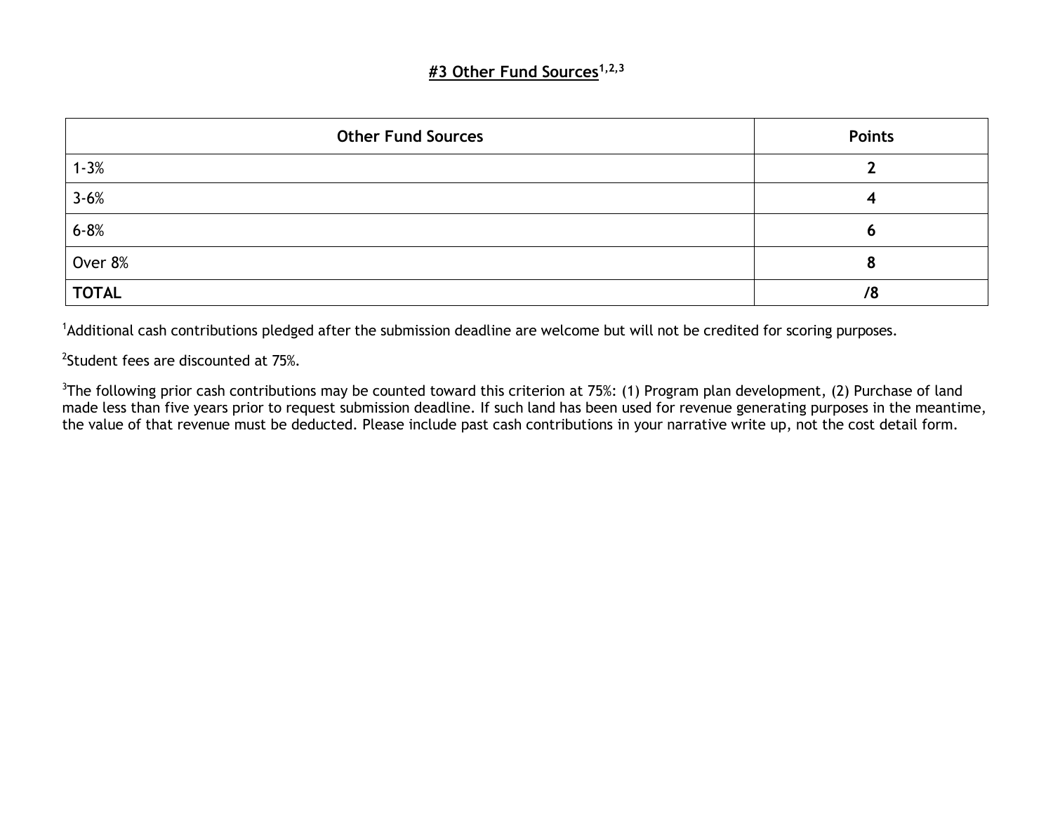## #3 Other Fund Sources[1,2,3]

| Other Fund Sources | Points |
|---|---|
| 1-3% | **2** |
| 3-6% | **4** |
| 6-8% | **6** |
| Over 8% | **8** |
| **TOTAL** | **/8** |

[1]Additional cash contributions pledged after the submission deadline are welcome but will not be credited for scoring purposes.

[2]Student fees are discounted at 75%.

[3]The following prior cash contributions may be counted toward this criterion at 75%: (1) Program plan development, (2) Purchase of land made less than five years prior to request submission deadline. If such land has been used for revenue generating purposes in the meantime, the value of that revenue must be deducted. Please include past cash contributions in your narrative write up, not the cost detail form.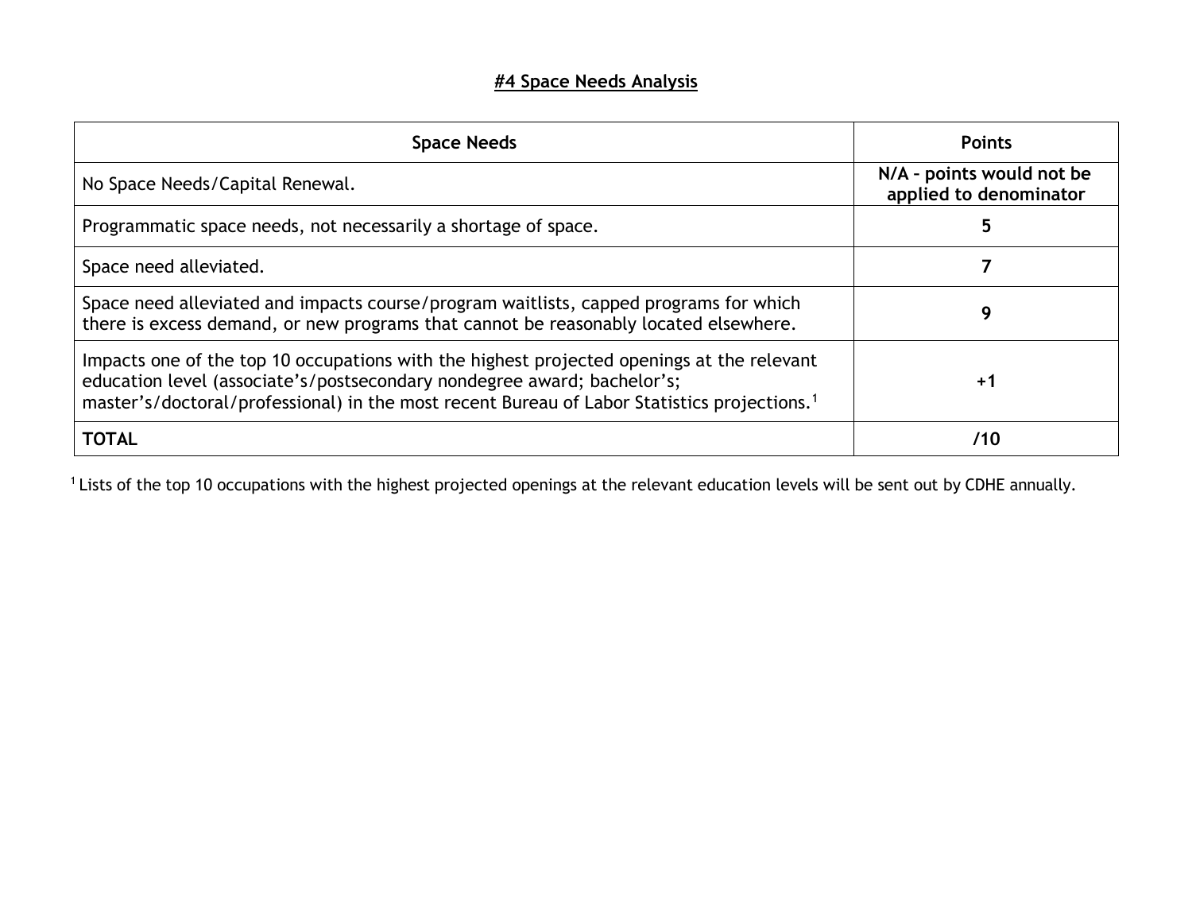## #4 Space Needs Analysis

| Space Needs | Points |
|---|---|
| No Space Needs/Capital Renewal. | **N/A – points would not be applied to denominator** |
| Programmatic space needs, not necessarily a shortage of space. | **5** |
| Space need alleviated. | **7** |
| Space need alleviated and impacts course/program waitlists, capped programs for which there is excess demand, or new programs that cannot be reasonably located elsewhere. | **9** |
| Impacts one of the top 10 occupations with the highest projected openings at the relevant education level (associate's/postsecondary nondegree award; bachelor's; master's/doctoral/professional) in the most recent Bureau of Labor Statistics projections.[1] | **+1** |
| **TOTAL** | **/10** |

[1] Lists of the top 10 occupations with the highest projected openings at the relevant education levels will be sent out by CDHE annually.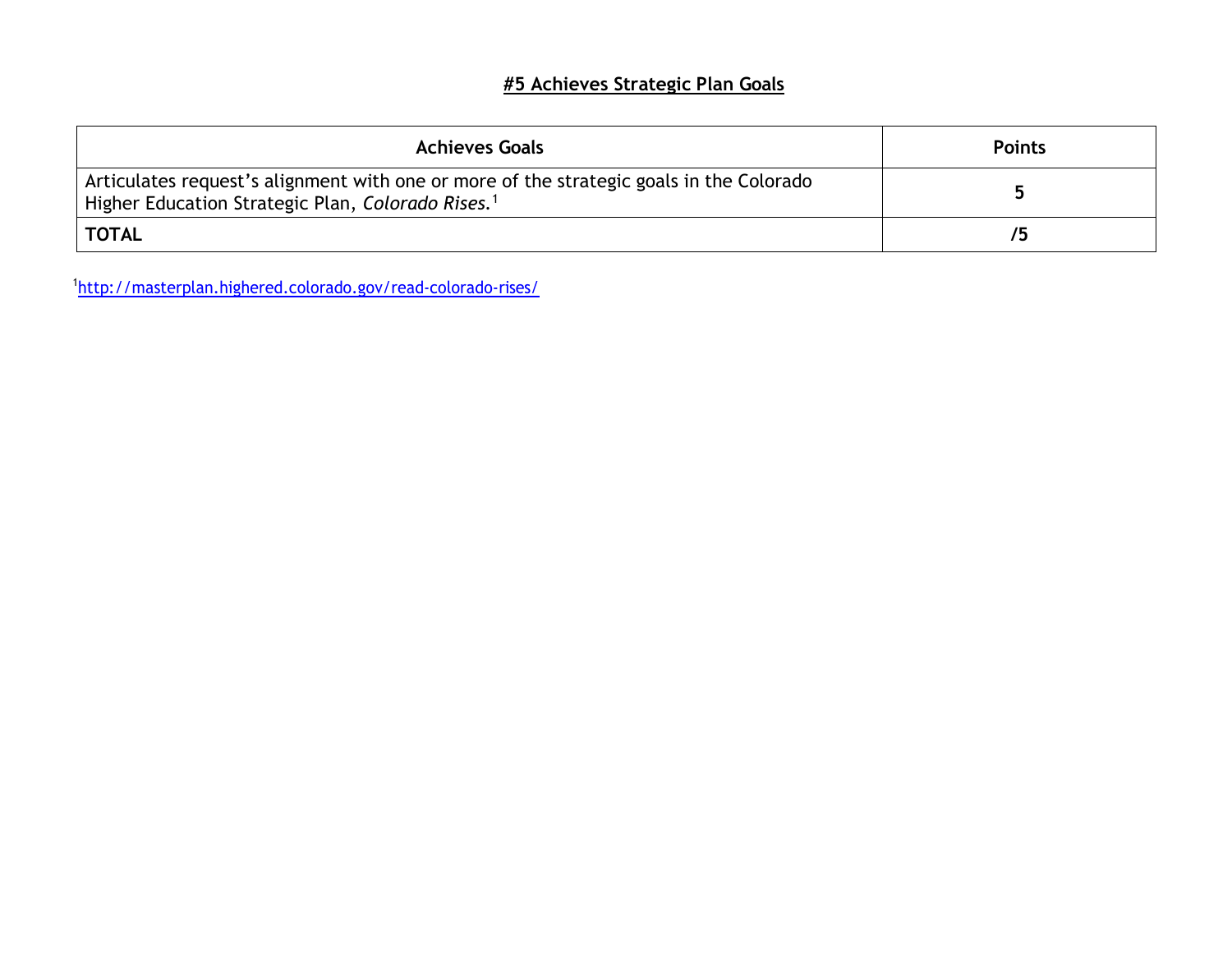## #5 Achieves Strategic Plan Goals

| Achieves Goals | Points |
|---|---|
| Articulates request's alignment with one or more of the strategic goals in the Colorado Higher Education Strategic Plan, *Colorado Rises.*[1] | **5** |
| **TOTAL** | **/5** |

[1] http://masterplan.highered.colorado.gov/read-colorado-rises/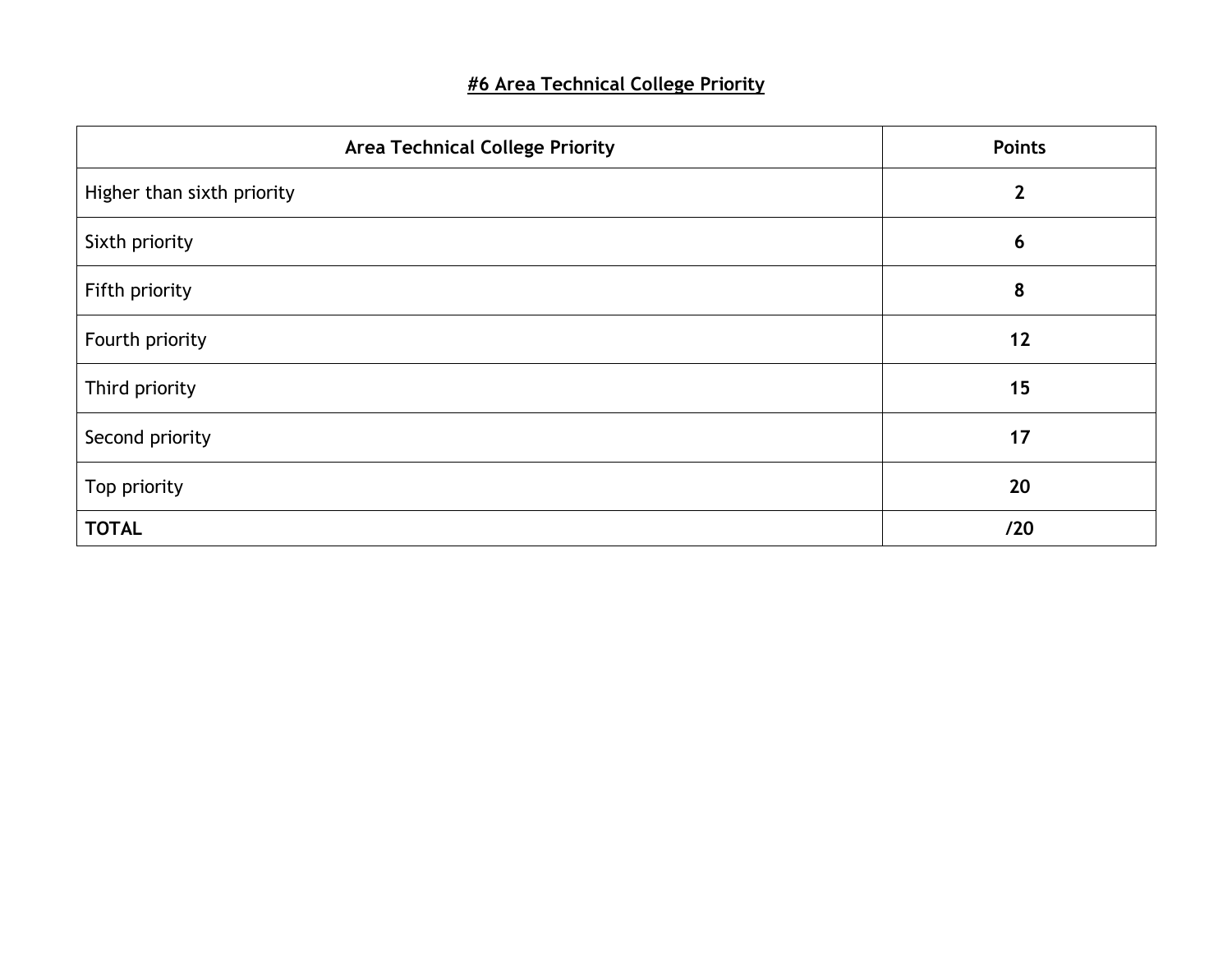## #6 Area Technical College Priority

| Area Technical College Priority | Points |
|---|---|
| Higher than sixth priority | **2** |
| Sixth priority | **6** |
| Fifth priority | **8** |
| Fourth priority | **12** |
| Third priority | **15** |
| Second priority | **17** |
| Top priority | **20** |
| **TOTAL** | **/20** |